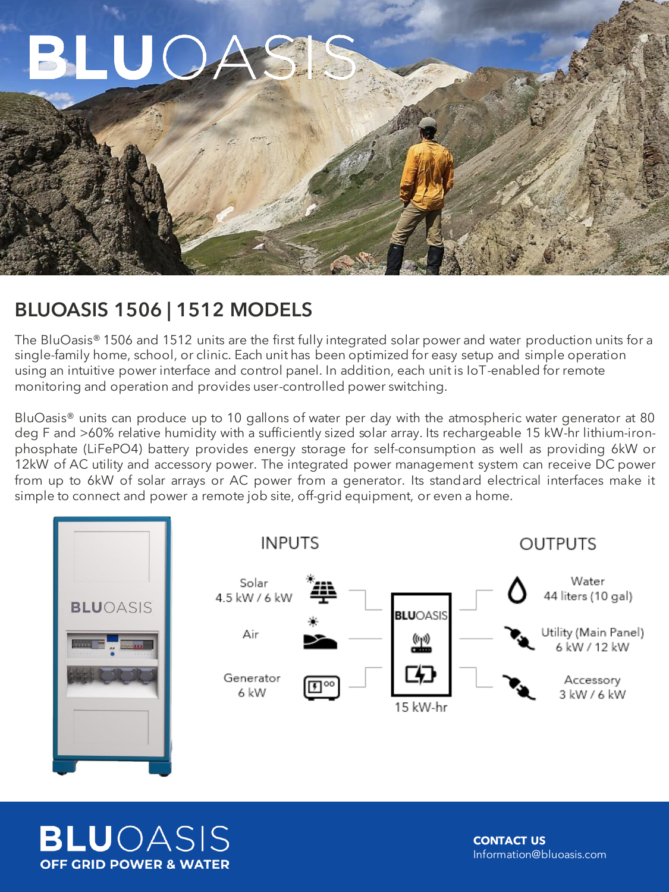# BLUOASIS

## BLUOASIS 1506 | 1512 MODELS

The BluOasis® 1506 and 1512 units are the first fully integrated solar power and water production units for a single-family home, school, or clinic. Each unit has been optimized for easy setup and simple operation using an intuitive power interface and control panel. In addition, each unit is IoT-enabled for remote monitoring and operation and provides user-controlled power switching.

BluOasis® units can produce up to 10 gallons of water per day with the atmospheric water generator at 80 deg F and >60% relative humidity with a sufficiently sized solar array. Its rechargeable 15 kW-hr lithium-iron-phosphate (LiFePO4) battery provides energy storage for self-consumption as well as providing 6kW or 12kW of AC utility and accessory power. The integrated power management system can receive DC power from up to 6kW of solar arrays or AC power from a generator. Its standard electrical interfaces make it simple to connect and power a remote job site, off-grid equipment, or even a home.

| INPUTS | | OUTPUTS |
|---|---|---|
| Solar 4.5 kW / 6 kW | BLUOASIS 15 kW-hr | Water 44 liters (10 gal) |
| Air | | Utility (Main Panel) 6 kW / 12 kW |
| Generator 6 kW | | Accessory 3 kW / 6 kW |

**BLUOASIS**
**OFF GRID POWER & WATER**

**CONTACT US**
Information@bluoasis.com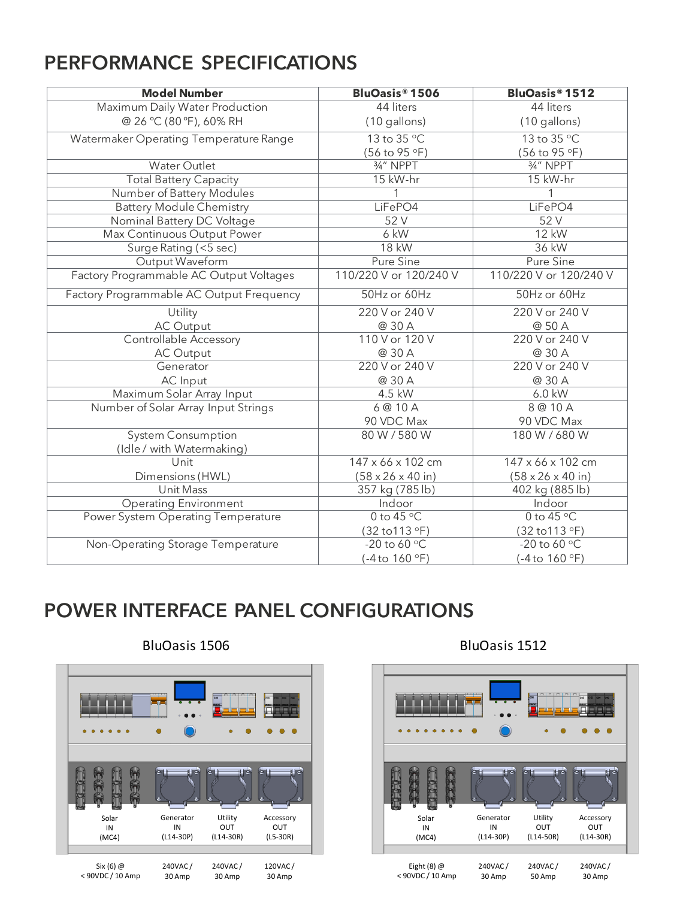## PERFORMANCE SPECIFICATIONS

| Model Number | BluOasis® 1506 | BluOasis® 1512 |
|---|---|---|
| Maximum Daily Water Production @ 26 °C (80 °F), 60% RH | 44 liters (10 gallons) | 44 liters (10 gallons) |
| Watermaker Operating Temperature Range | 13 to 35 °C (56 to 95 °F) | 13 to 35 °C (56 to 95 °F) |
| Water Outlet | ¾" NPPT | ¾" NPPT |
| Total Battery Capacity | 15 kW-hr | 15 kW-hr |
| Number of Battery Modules | 1 | 1 |
| Battery Module Chemistry | LiFePO4 | LiFePO4 |
| Nominal Battery DC Voltage | 52 V | 52 V |
| Max Continuous Output Power | 6 kW | 12 kW |
| Surge Rating (<5 sec) | 18 kW | 36 kW |
| Output Waveform | Pure Sine | Pure Sine |
| Factory Programmable AC Output Voltages | 110/220 V or 120/240 V | 110/220 V or 120/240 V |
| Factory Programmable AC Output Frequency | 50Hz or 60Hz | 50Hz or 60Hz |
| Utility AC Output | 220 V or 240 V @ 30 A | 220 V or 240 V @ 50 A |
| Controllable Accessory AC Output | 110 V or 120 V @ 30 A | 220 V or 240 V @ 30 A |
| Generator AC Input | 220 V or 240 V @ 30 A | 220 V or 240 V @ 30 A |
| Maximum Solar Array Input | 4.5 kW | 6.0 kW |
| Number of Solar Array Input Strings | 6 @ 10 A 90 VDC Max | 8 @ 10 A 90 VDC Max |
| System Consumption (Idle / with Watermaking) | 80 W / 580 W | 180 W / 680 W |
| Unit Dimensions (HWL) | 147 x 66 x 102 cm (58 x 26 x 40 in) | 147 x 66 x 102 cm (58 x 26 x 40 in) |
| Unit Mass | 357 kg (785 lb) | 402 kg (885 lb) |
| Operating Environment | Indoor | Indoor |
| Power System Operating Temperature | 0 to 45 °C (32 to113 °F) | 0 to 45 °C (32 to113 °F) |
| Non-Operating Storage Temperature | -20 to 60 °C (-4 to 160 °F) | -20 to 60 °C (-4 to 160 °F) |

## POWER INTERFACE PANEL CONFIGURATIONS

### BluOasis 1506

Solar IN (MC4)
Generator IN (L14-30P)
Utility OUT (L14-30R)
Accessory OUT (L5-30R)

Six (6) @ < 90VDC / 10 Amp
240VAC / 30 Amp
240VAC / 30 Amp
120VAC / 30 Amp

### BluOasis 1512

Solar IN (MC4)
Generator IN (L14-30P)
Utility OUT (L14-50R)
Accessory OUT (L14-30R)

Eight (8) @ < 90VDC / 10 Amp
240VAC / 30 Amp
240VAC / 50 Amp
240VAC / 30 Amp